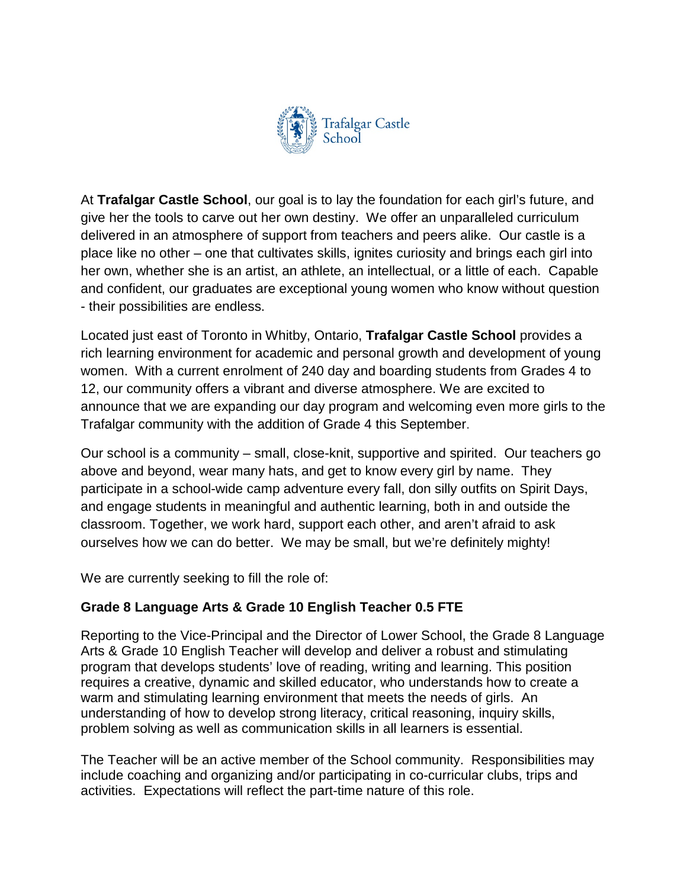Trafalgar Castle School

At **Trafalgar Castle School**, our goal is to lay the foundation for each girl's future, and give her the tools to carve out her own destiny. We offer an unparalleled curriculum delivered in an atmosphere of support from teachers and peers alike. Our castle is a place like no other – one that cultivates skills, ignites curiosity and brings each girl into her own, whether she is an artist, an athlete, an intellectual, or a little of each. Capable and confident, our graduates are exceptional young women who know without question - their possibilities are endless.

Located just east of Toronto in Whitby, Ontario, **Trafalgar Castle School** provides a rich learning environment for academic and personal growth and development of young women. With a current enrolment of 240 day and boarding students from Grades 4 to 12, our community offers a vibrant and diverse atmosphere. We are excited to announce that we are expanding our day program and welcoming even more girls to the Trafalgar community with the addition of Grade 4 this September.

Our school is a community – small, close-knit, supportive and spirited. Our teachers go above and beyond, wear many hats, and get to know every girl by name. They participate in a school-wide camp adventure every fall, don silly outfits on Spirit Days, and engage students in meaningful and authentic learning, both in and outside the classroom. Together, we work hard, support each other, and aren't afraid to ask ourselves how we can do better. We may be small, but we're definitely mighty!

We are currently seeking to fill the role of:

**Grade 8 Language Arts & Grade 10 English Teacher 0.5 FTE**

Reporting to the Vice-Principal and the Director of Lower School, the Grade 8 Language Arts & Grade 10 English Teacher will develop and deliver a robust and stimulating program that develops students' love of reading, writing and learning. This position requires a creative, dynamic and skilled educator, who understands how to create a warm and stimulating learning environment that meets the needs of girls. An understanding of how to develop strong literacy, critical reasoning, inquiry skills, problem solving as well as communication skills in all learners is essential.

The Teacher will be an active member of the School community. Responsibilities may include coaching and organizing and/or participating in co-curricular clubs, trips and activities. Expectations will reflect the part-time nature of this role.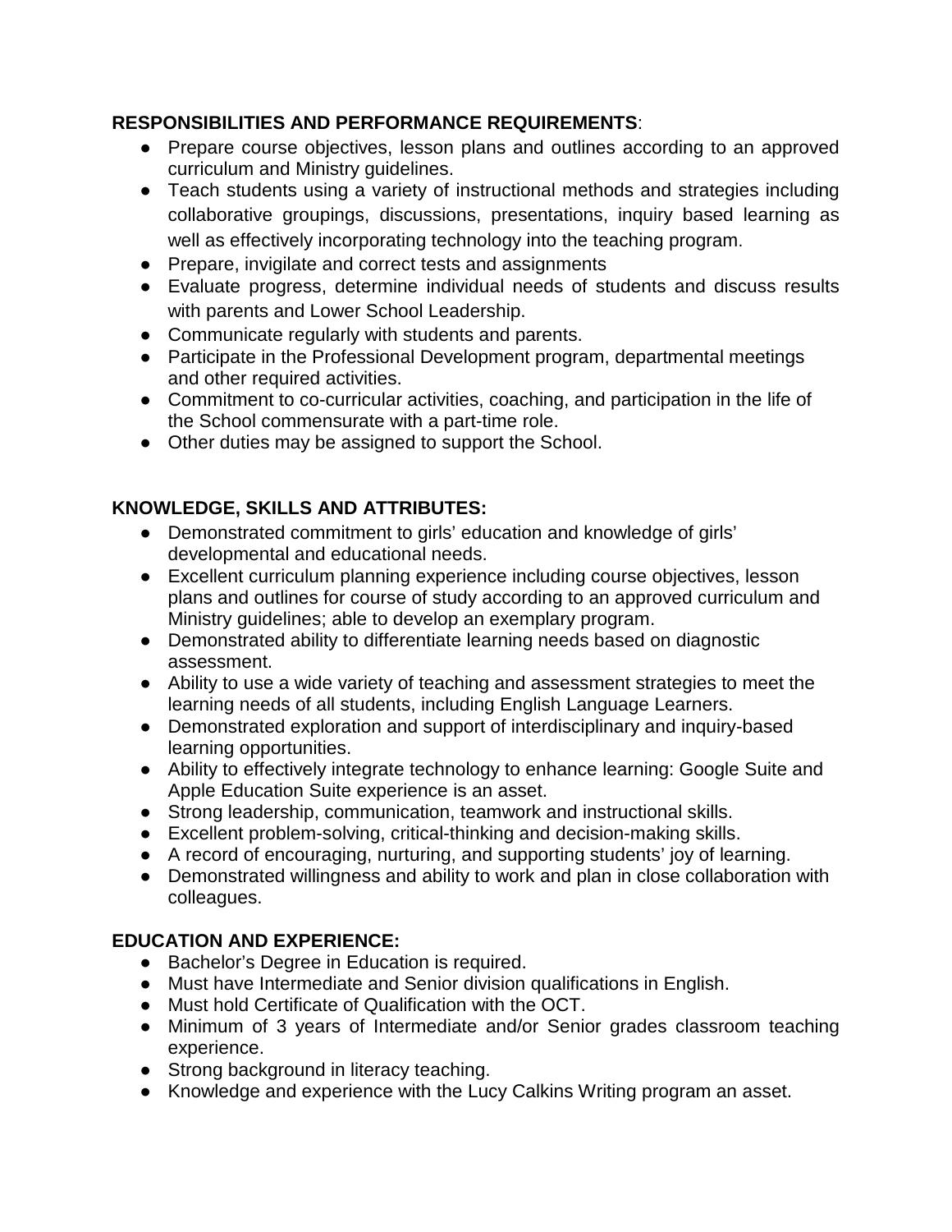**RESPONSIBILITIES AND PERFORMANCE REQUIREMENTS**:

- Prepare course objectives, lesson plans and outlines according to an approved curriculum and Ministry guidelines.
- Teach students using a variety of instructional methods and strategies including collaborative groupings, discussions, presentations, inquiry based learning as well as effectively incorporating technology into the teaching program.
- Prepare, invigilate and correct tests and assignments
- Evaluate progress, determine individual needs of students and discuss results with parents and Lower School Leadership.
- Communicate regularly with students and parents.
- Participate in the Professional Development program, departmental meetings and other required activities.
- Commitment to co-curricular activities, coaching, and participation in the life of the School commensurate with a part-time role.
- Other duties may be assigned to support the School.

**KNOWLEDGE, SKILLS AND ATTRIBUTES:**

- Demonstrated commitment to girls' education and knowledge of girls' developmental and educational needs.
- Excellent curriculum planning experience including course objectives, lesson plans and outlines for course of study according to an approved curriculum and Ministry guidelines; able to develop an exemplary program.
- Demonstrated ability to differentiate learning needs based on diagnostic assessment.
- Ability to use a wide variety of teaching and assessment strategies to meet the learning needs of all students, including English Language Learners.
- Demonstrated exploration and support of interdisciplinary and inquiry-based learning opportunities.
- Ability to effectively integrate technology to enhance learning: Google Suite and Apple Education Suite experience is an asset.
- Strong leadership, communication, teamwork and instructional skills.
- Excellent problem-solving, critical-thinking and decision-making skills.
- A record of encouraging, nurturing, and supporting students' joy of learning.
- Demonstrated willingness and ability to work and plan in close collaboration with colleagues.

**EDUCATION AND EXPERIENCE:**

- Bachelor's Degree in Education is required.
- Must have Intermediate and Senior division qualifications in English.
- Must hold Certificate of Qualification with the OCT.
- Minimum of 3 years of Intermediate and/or Senior grades classroom teaching experience.
- Strong background in literacy teaching.
- Knowledge and experience with the Lucy Calkins Writing program an asset.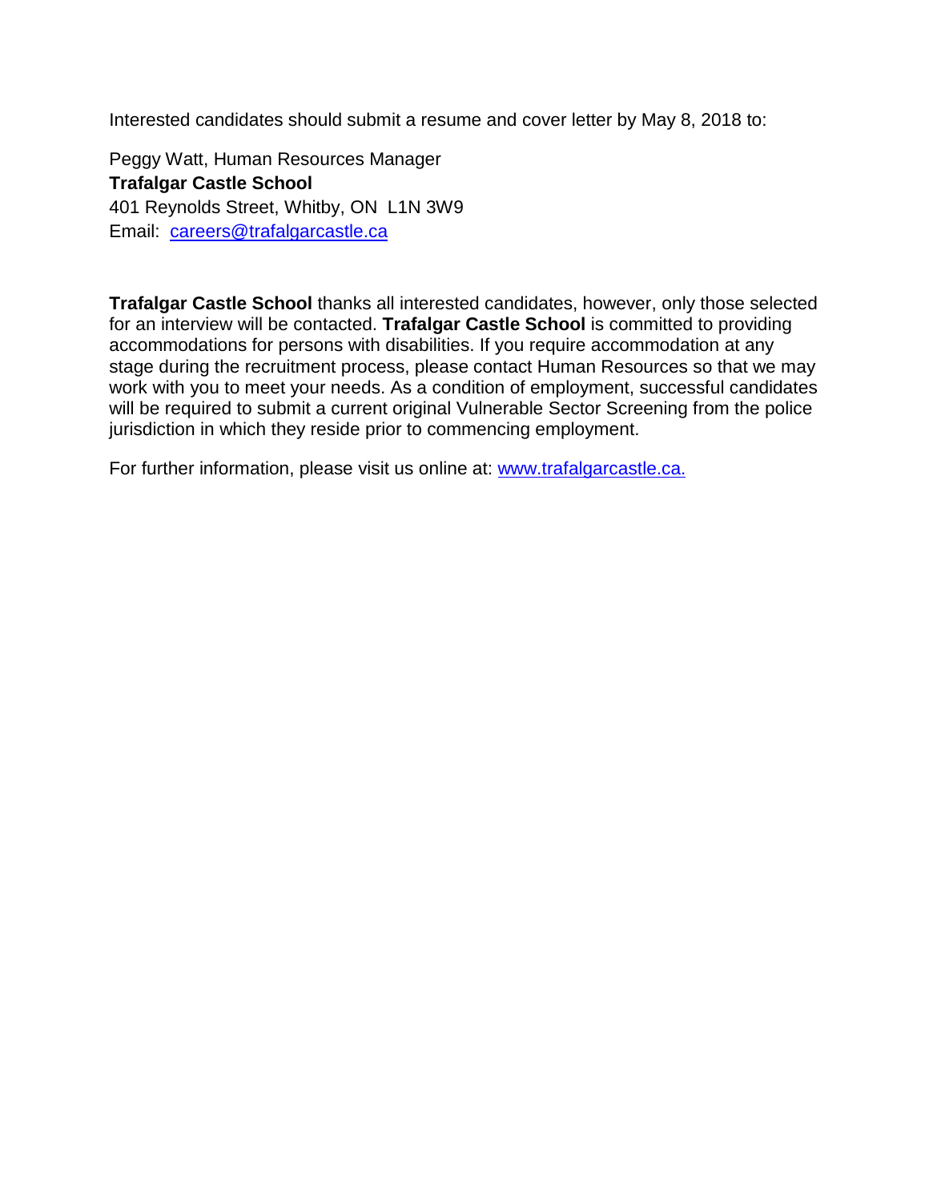Interested candidates should submit a resume and cover letter by May 8, 2018 to:

Peggy Watt, Human Resources Manager
**Trafalgar Castle School**
401 Reynolds Street, Whitby, ON L1N 3W9
Email: careers@trafalgarcastle.ca

**Trafalgar Castle School** thanks all interested candidates, however, only those selected for an interview will be contacted. **Trafalgar Castle School** is committed to providing accommodations for persons with disabilities. If you require accommodation at any stage during the recruitment process, please contact Human Resources so that we may work with you to meet your needs. As a condition of employment, successful candidates will be required to submit a current original Vulnerable Sector Screening from the police jurisdiction in which they reside prior to commencing employment.

For further information, please visit us online at: www.trafalgarcastle.ca.